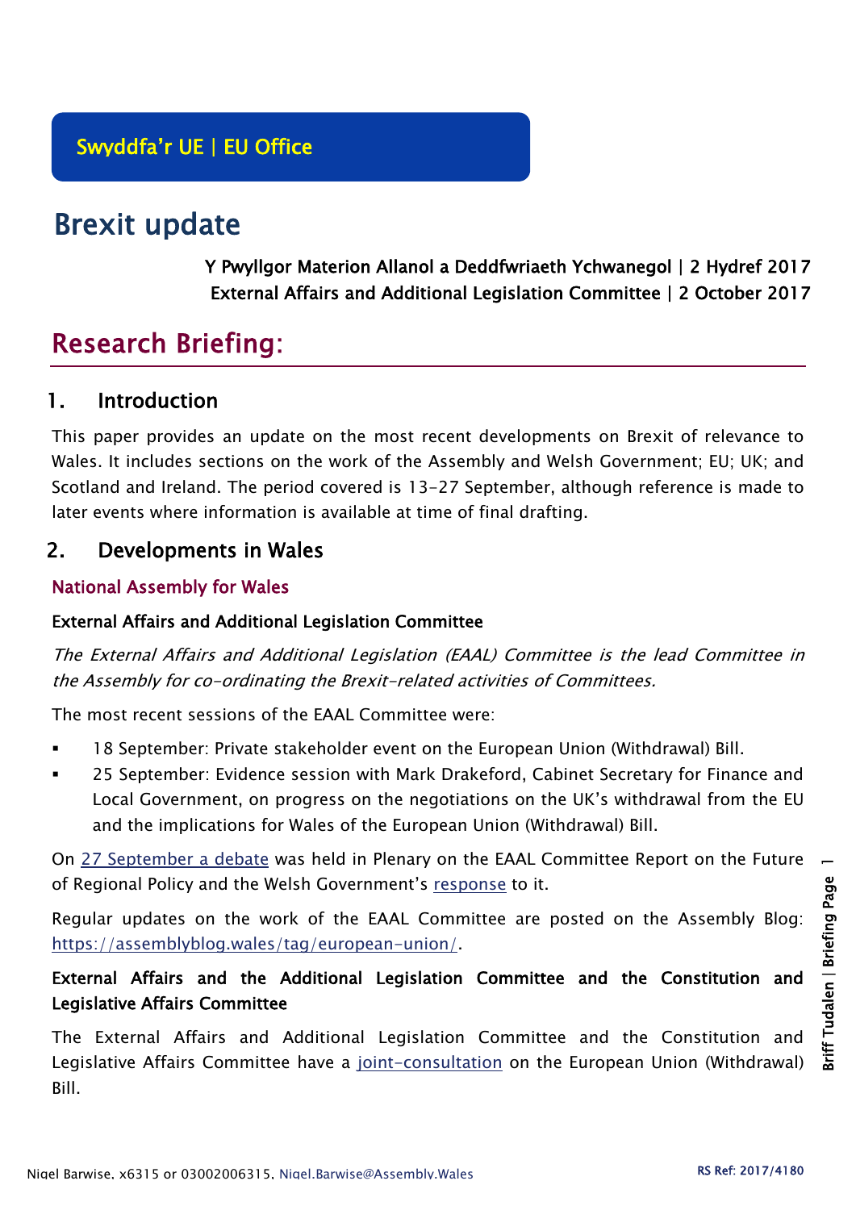Swyddfa'r UE | EU Office

# Brexit update

**Y Pwyllgor Materion Allanol a Deddfwriaeth Ychwanegol | 2 Hydref 2017**
**External Affairs and Additional Legislation Committee | 2 October 2017**

# Research Briefing:

## 1. Introduction

This paper provides an update on the most recent developments on Brexit of relevance to Wales. It includes sections on the work of the Assembly and Welsh Government; EU; UK; and Scotland and Ireland. The period covered is 13-27 September, although reference is made to later events where information is available at time of final drafting.

## 2. Developments in Wales

### National Assembly for Wales

#### External Affairs and Additional Legislation Committee

*The External Affairs and Additional Legislation (EAAL) Committee is the lead Committee in the Assembly for co-ordinating the Brexit-related activities of Committees.*

The most recent sessions of the EAAL Committee were:

- 18 September: Private stakeholder event on the European Union (Withdrawal) Bill.
- 25 September: Evidence session with Mark Drakeford, Cabinet Secretary for Finance and Local Government, on progress on the negotiations on the UK's withdrawal from the EU and the implications for Wales of the European Union (Withdrawal) Bill.

On 27 September a debate was held in Plenary on the EAAL Committee Report on the Future of Regional Policy and the Welsh Government's response to it.

Regular updates on the work of the EAAL Committee are posted on the Assembly Blog: https://assemblyblog.wales/tag/european-union/.

#### External Affairs and the Additional Legislation Committee and the Constitution and Legislative Affairs Committee

The External Affairs and Additional Legislation Committee and the Constitution and Legislative Affairs Committee have a joint-consultation on the European Union (Withdrawal) Bill.

Nigel Barwise, x6315 or 03002006315, Nigel.Barwise@Assembly.Wales

RS Ref: 2017/4180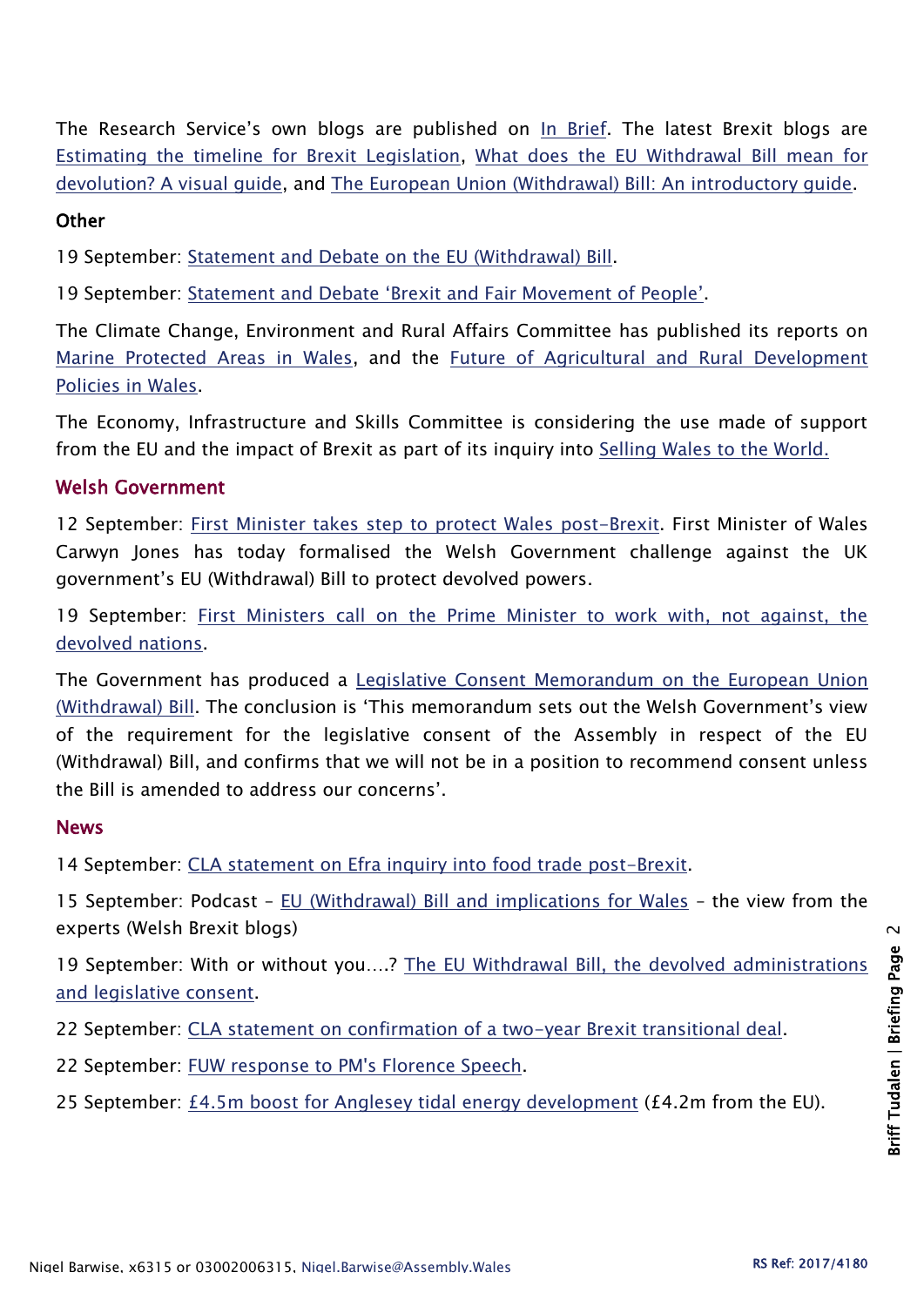The Research Service's own blogs are published on In Brief. The latest Brexit blogs are Estimating the timeline for Brexit Legislation, What does the EU Withdrawal Bill mean for devolution? A visual guide, and The European Union (Withdrawal) Bill: An introductory guide.

### Other

19 September: Statement and Debate on the EU (Withdrawal) Bill.

19 September: Statement and Debate 'Brexit and Fair Movement of People'.

The Climate Change, Environment and Rural Affairs Committee has published its reports on Marine Protected Areas in Wales, and the Future of Agricultural and Rural Development Policies in Wales.

The Economy, Infrastructure and Skills Committee is considering the use made of support from the EU and the impact of Brexit as part of its inquiry into Selling Wales to the World.

## Welsh Government

12 September: First Minister takes step to protect Wales post-Brexit. First Minister of Wales Carwyn Jones has today formalised the Welsh Government challenge against the UK government's EU (Withdrawal) Bill to protect devolved powers.

19 September: First Ministers call on the Prime Minister to work with, not against, the devolved nations.

The Government has produced a Legislative Consent Memorandum on the European Union (Withdrawal) Bill. The conclusion is 'This memorandum sets out the Welsh Government's view of the requirement for the legislative consent of the Assembly in respect of the EU (Withdrawal) Bill, and confirms that we will not be in a position to recommend consent unless the Bill is amended to address our concerns'.

## News

14 September: CLA statement on Efra inquiry into food trade post-Brexit.

15 September: Podcast – EU (Withdrawal) Bill and implications for Wales – the view from the experts (Welsh Brexit blogs)

19 September: With or without you….? The EU Withdrawal Bill, the devolved administrations and legislative consent.

22 September: CLA statement on confirmation of a two-year Brexit transitional deal.

22 September: FUW response to PM's Florence Speech.

25 September: £4.5m boost for Anglesey tidal energy development (£4.2m from the EU).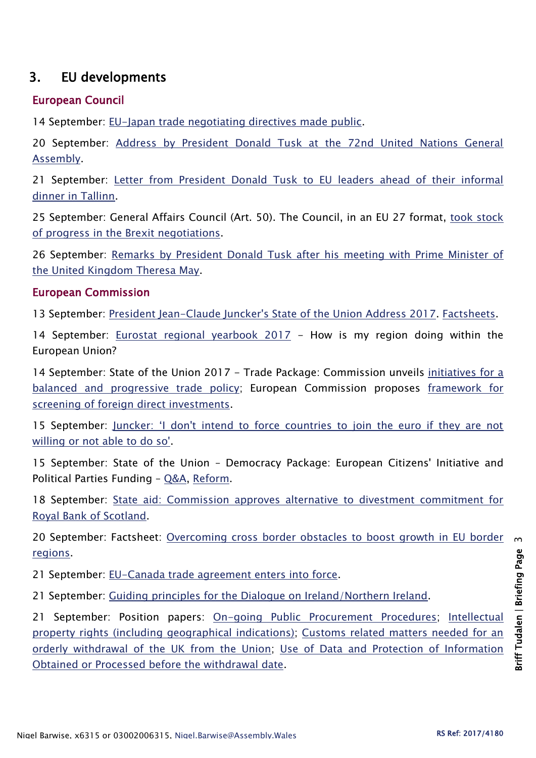## 3. EU developments

### European Council

14 September: EU-Japan trade negotiating directives made public.

20 September: Address by President Donald Tusk at the 72nd United Nations General Assembly.

21 September: Letter from President Donald Tusk to EU leaders ahead of their informal dinner in Tallinn.

25 September: General Affairs Council (Art. 50). The Council, in an EU 27 format, took stock of progress in the Brexit negotiations.

26 September: Remarks by President Donald Tusk after his meeting with Prime Minister of the United Kingdom Theresa May.

### European Commission

13 September: President Jean-Claude Juncker's State of the Union Address 2017. Factsheets.

14 September: Eurostat regional yearbook 2017 – How is my region doing within the European Union?

14 September: State of the Union 2017 - Trade Package: Commission unveils initiatives for a balanced and progressive trade policy; European Commission proposes framework for screening of foreign direct investments.

15 September: Juncker: 'I don't intend to force countries to join the euro if they are not willing or not able to do so'.

15 September: State of the Union – Democracy Package: European Citizens' Initiative and Political Parties Funding – Q&A, Reform.

18 September: State aid: Commission approves alternative to divestment commitment for Royal Bank of Scotland.

20 September: Factsheet: Overcoming cross border obstacles to boost growth in EU border regions.

21 September: EU-Canada trade agreement enters into force.

21 September: Guiding principles for the Dialogue on Ireland/Northern Ireland.

21 September: Position papers: On-going Public Procurement Procedures; Intellectual property rights (including geographical indications); Customs related matters needed for an orderly withdrawal of the UK from the Union; Use of Data and Protection of Information Obtained or Processed before the withdrawal date.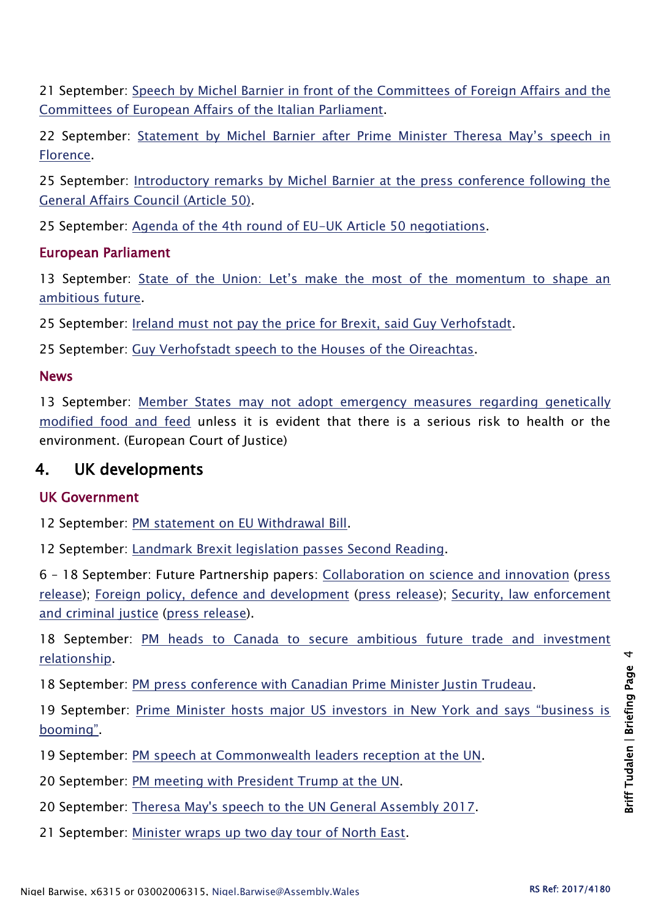21 September: Speech by Michel Barnier in front of the Committees of Foreign Affairs and the Committees of European Affairs of the Italian Parliament.

22 September: Statement by Michel Barnier after Prime Minister Theresa May's speech in Florence.

25 September: Introductory remarks by Michel Barnier at the press conference following the General Affairs Council (Article 50).

25 September: Agenda of the 4th round of EU-UK Article 50 negotiations.

### European Parliament

13 September: State of the Union: Let's make the most of the momentum to shape an ambitious future.

25 September: Ireland must not pay the price for Brexit, said Guy Verhofstadt.

25 September: Guy Verhofstadt speech to the Houses of the Oireachtas.

### News

13 September: Member States may not adopt emergency measures regarding genetically modified food and feed unless it is evident that there is a serious risk to health or the environment. (European Court of Justice)

## 4. UK developments

### UK Government

12 September: PM statement on EU Withdrawal Bill.

12 September: Landmark Brexit legislation passes Second Reading.

6 – 18 September: Future Partnership papers: Collaboration on science and innovation (press release); Foreign policy, defence and development (press release); Security, law enforcement and criminal justice (press release).

18 September: PM heads to Canada to secure ambitious future trade and investment relationship.

18 September: PM press conference with Canadian Prime Minister Justin Trudeau.

19 September: Prime Minister hosts major US investors in New York and says "business is booming".

19 September: PM speech at Commonwealth leaders reception at the UN.

20 September: PM meeting with President Trump at the UN.

20 September: Theresa May's speech to the UN General Assembly 2017.

21 September: Minister wraps up two day tour of North East.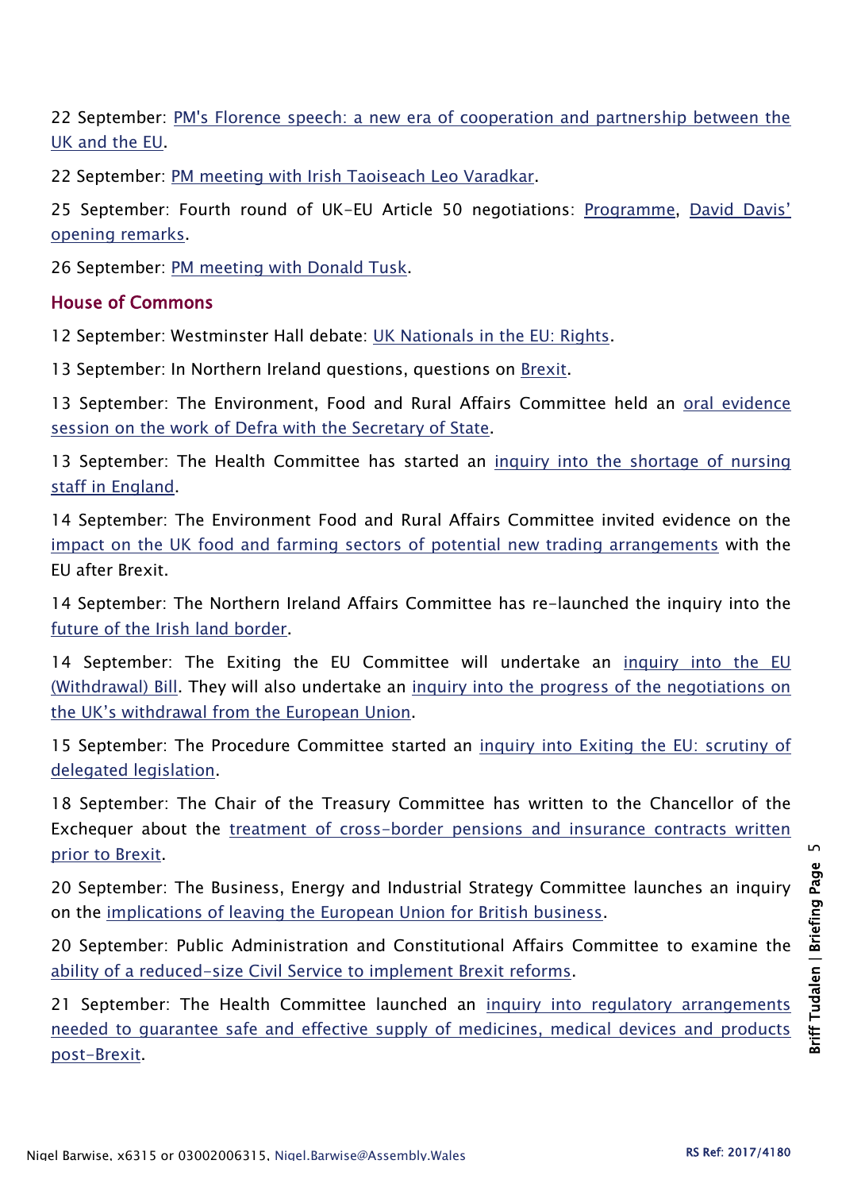22 September: PM's Florence speech: a new era of cooperation and partnership between the UK and the EU.

22 September: PM meeting with Irish Taoiseach Leo Varadkar.

25 September: Fourth round of UK-EU Article 50 negotiations: Programme, David Davis' opening remarks.

26 September: PM meeting with Donald Tusk.

### House of Commons

12 September: Westminster Hall debate: UK Nationals in the EU: Rights.

13 September: In Northern Ireland questions, questions on Brexit.

13 September: The Environment, Food and Rural Affairs Committee held an oral evidence session on the work of Defra with the Secretary of State.

13 September: The Health Committee has started an inquiry into the shortage of nursing staff in England.

14 September: The Environment Food and Rural Affairs Committee invited evidence on the impact on the UK food and farming sectors of potential new trading arrangements with the EU after Brexit.

14 September: The Northern Ireland Affairs Committee has re-launched the inquiry into the future of the Irish land border.

14 September: The Exiting the EU Committee will undertake an inquiry into the EU (Withdrawal) Bill. They will also undertake an inquiry into the progress of the negotiations on the UK's withdrawal from the European Union.

15 September: The Procedure Committee started an inquiry into Exiting the EU: scrutiny of delegated legislation.

18 September: The Chair of the Treasury Committee has written to the Chancellor of the Exchequer about the treatment of cross-border pensions and insurance contracts written prior to Brexit.

20 September: The Business, Energy and Industrial Strategy Committee launches an inquiry on the implications of leaving the European Union for British business.

20 September: Public Administration and Constitutional Affairs Committee to examine the ability of a reduced-size Civil Service to implement Brexit reforms.

21 September: The Health Committee launched an inquiry into regulatory arrangements needed to guarantee safe and effective supply of medicines, medical devices and products post-Brexit.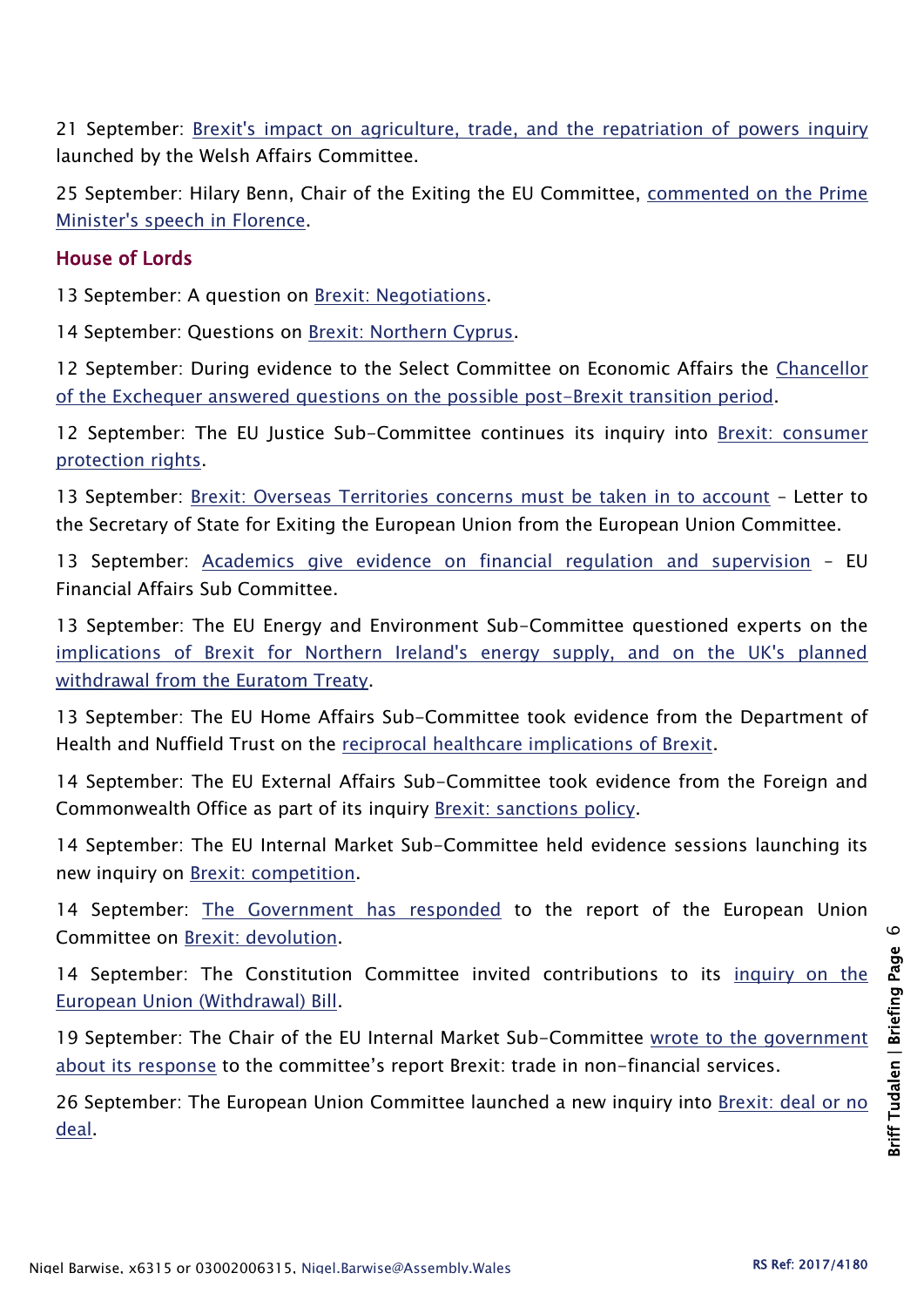21 September: Brexit's impact on agriculture, trade, and the repatriation of powers inquiry launched by the Welsh Affairs Committee.

25 September: Hilary Benn, Chair of the Exiting the EU Committee, commented on the Prime Minister's speech in Florence.

### House of Lords

13 September: A question on Brexit: Negotiations.

14 September: Questions on Brexit: Northern Cyprus.

12 September: During evidence to the Select Committee on Economic Affairs the Chancellor of the Exchequer answered questions on the possible post-Brexit transition period.

12 September: The EU Justice Sub-Committee continues its inquiry into Brexit: consumer protection rights.

13 September: Brexit: Overseas Territories concerns must be taken in to account – Letter to the Secretary of State for Exiting the European Union from the European Union Committee.

13 September: Academics give evidence on financial regulation and supervision – EU Financial Affairs Sub Committee.

13 September: The EU Energy and Environment Sub-Committee questioned experts on the implications of Brexit for Northern Ireland's energy supply, and on the UK's planned withdrawal from the Euratom Treaty.

13 September: The EU Home Affairs Sub-Committee took evidence from the Department of Health and Nuffield Trust on the reciprocal healthcare implications of Brexit.

14 September: The EU External Affairs Sub-Committee took evidence from the Foreign and Commonwealth Office as part of its inquiry Brexit: sanctions policy.

14 September: The EU Internal Market Sub-Committee held evidence sessions launching its new inquiry on Brexit: competition.

14 September: The Government has responded to the report of the European Union Committee on Brexit: devolution.

14 September: The Constitution Committee invited contributions to its inquiry on the European Union (Withdrawal) Bill.

19 September: The Chair of the EU Internal Market Sub-Committee wrote to the government about its response to the committee's report Brexit: trade in non-financial services.

26 September: The European Union Committee launched a new inquiry into Brexit: deal or no deal.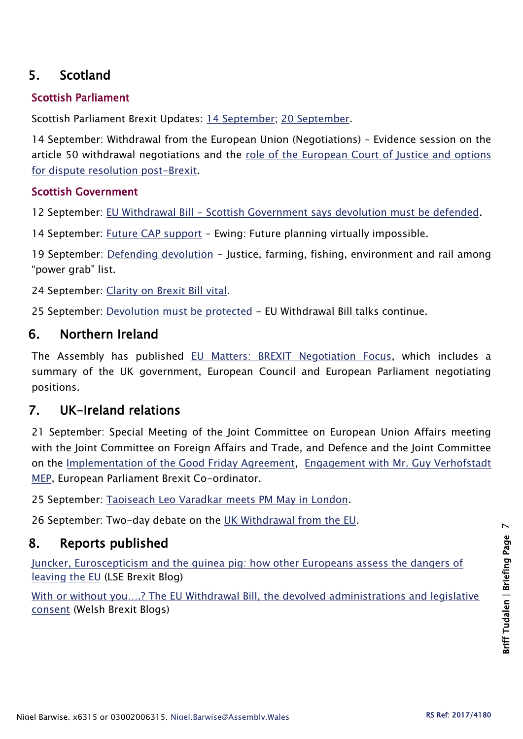## 5. Scotland

### Scottish Parliament

Scottish Parliament Brexit Updates: 14 September; 20 September.

14 September: Withdrawal from the European Union (Negotiations) – Evidence session on the article 50 withdrawal negotiations and the role of the European Court of Justice and options for dispute resolution post-Brexit.

### Scottish Government

12 September: EU Withdrawal Bill – Scottish Government says devolution must be defended.

14 September: Future CAP support – Ewing: Future planning virtually impossible.

19 September: Defending devolution – Justice, farming, fishing, environment and rail among "power grab" list.

24 September: Clarity on Brexit Bill vital.

25 September: Devolution must be protected – EU Withdrawal Bill talks continue.

## 6. Northern Ireland

The Assembly has published EU Matters: BREXIT Negotiation Focus, which includes a summary of the UK government, European Council and European Parliament negotiating positions.

## 7. UK-Ireland relations

21 September: Special Meeting of the Joint Committee on European Union Affairs meeting with the Joint Committee on Foreign Affairs and Trade, and Defence and the Joint Committee on the Implementation of the Good Friday Agreement, Engagement with Mr. Guy Verhofstadt MEP, European Parliament Brexit Co-ordinator.

25 September: Taoiseach Leo Varadkar meets PM May in London.

26 September: Two-day debate on the UK Withdrawal from the EU.

## 8. Reports published

Juncker, Euroscepticism and the guinea pig: how other Europeans assess the dangers of leaving the EU (LSE Brexit Blog)

With or without you….? The EU Withdrawal Bill, the devolved administrations and legislative consent (Welsh Brexit Blogs)

Nigel Barwise, x6315 or 03002006315, Nigel.Barwise@Assembly.Wales

RS Ref: 2017/4180